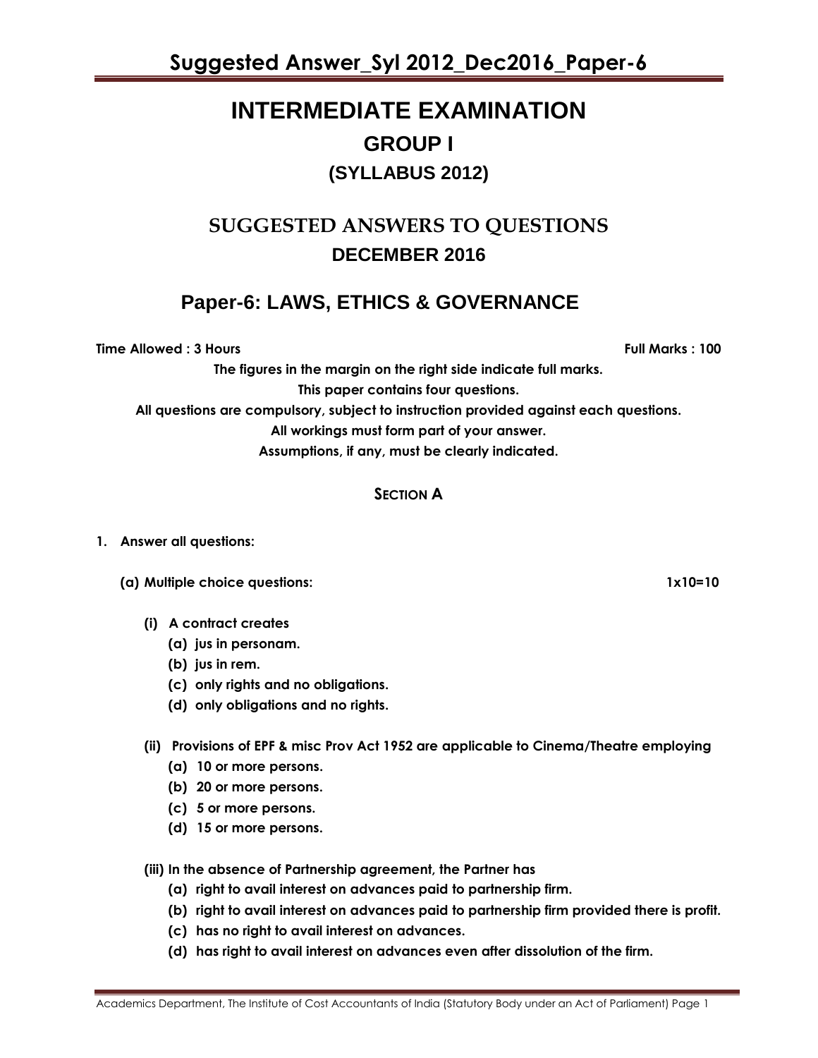# INTERMEDIATE EXAMINATION

## GROUP I

## (SYLLABUS 2012)

## SUGGESTED ANSWERS TO QUESTIONS

## DECEMBER 2016

## Paper-6: LAWS, ETHICS & GOVERNANCE

**Time Allowed : 3 Hours** **Full Marks : 100**

**The figures in the margin on the right side indicate full marks.**

**This paper contains four questions.**

**All questions are compulsory, subject to instruction provided against each questions.**

**All workings must form part of your answer.**

**Assumptions, if any, must be clearly indicated.**

### SECTION A

**1. Answer all questions:**

**(a) Multiple choice questions:** **1x10=10**

**(i) A contract creates**
- **(a) jus in personam.**
- **(b) jus in rem.**
- **(c) only rights and no obligations.**
- **(d) only obligations and no rights.**

**(ii) Provisions of EPF & misc Prov Act 1952 are applicable to Cinema/Theatre employing**
- **(a) 10 or more persons.**
- **(b) 20 or more persons.**
- **(c) 5 or more persons.**
- **(d) 15 or more persons.**

**(iii) In the absence of Partnership agreement, the Partner has**
- **(a) right to avail interest on advances paid to partnership firm.**
- **(b) right to avail interest on advances paid to partnership firm provided there is profit.**
- **(c) has no right to avail interest on advances.**
- **(d) has right to avail interest on advances even after dissolution of the firm.**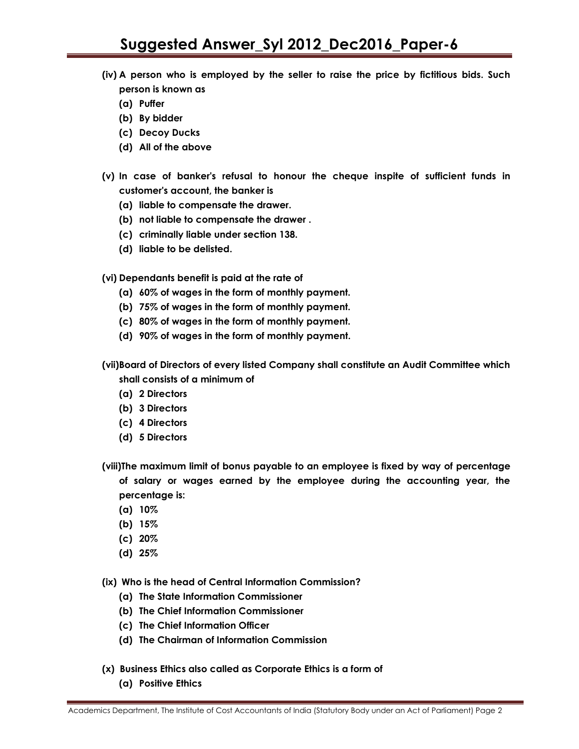**(iv) A person who is employed by the seller to raise the price by fictitious bids. Such person is known as**

- **(a) Puffer**
- **(b) By bidder**
- **(c) Decoy Ducks**
- **(d) All of the above**

**(v) In case of banker's refusal to honour the cheque inspite of sufficient funds in customer's account, the banker is**

- **(a) liable to compensate the drawer.**
- **(b) not liable to compensate the drawer .**
- **(c) criminally liable under section 138.**
- **(d) liable to be delisted.**

**(vi) Dependants benefit is paid at the rate of**

- **(a) 60% of wages in the form of monthly payment.**
- **(b) 75% of wages in the form of monthly payment.**
- **(c) 80% of wages in the form of monthly payment.**
- **(d) 90% of wages in the form of monthly payment.**

**(vii) Board of Directors of every listed Company shall constitute an Audit Committee which shall consists of a minimum of**

- **(a) 2 Directors**
- **(b) 3 Directors**
- **(c) 4 Directors**
- **(d) 5 Directors**

**(viii) The maximum limit of bonus payable to an employee is fixed by way of percentage of salary or wages earned by the employee during the accounting year, the percentage is:**

- **(a) 10%**
- **(b) 15%**
- **(c) 20%**
- **(d) 25%**

**(ix) Who is the head of Central Information Commission?**

- **(a) The State Information Commissioner**
- **(b) The Chief Information Commissioner**
- **(c) The Chief Information Officer**
- **(d) The Chairman of Information Commission**

**(x) Business Ethics also called as Corporate Ethics is a form of**

- **(a) Positive Ethics**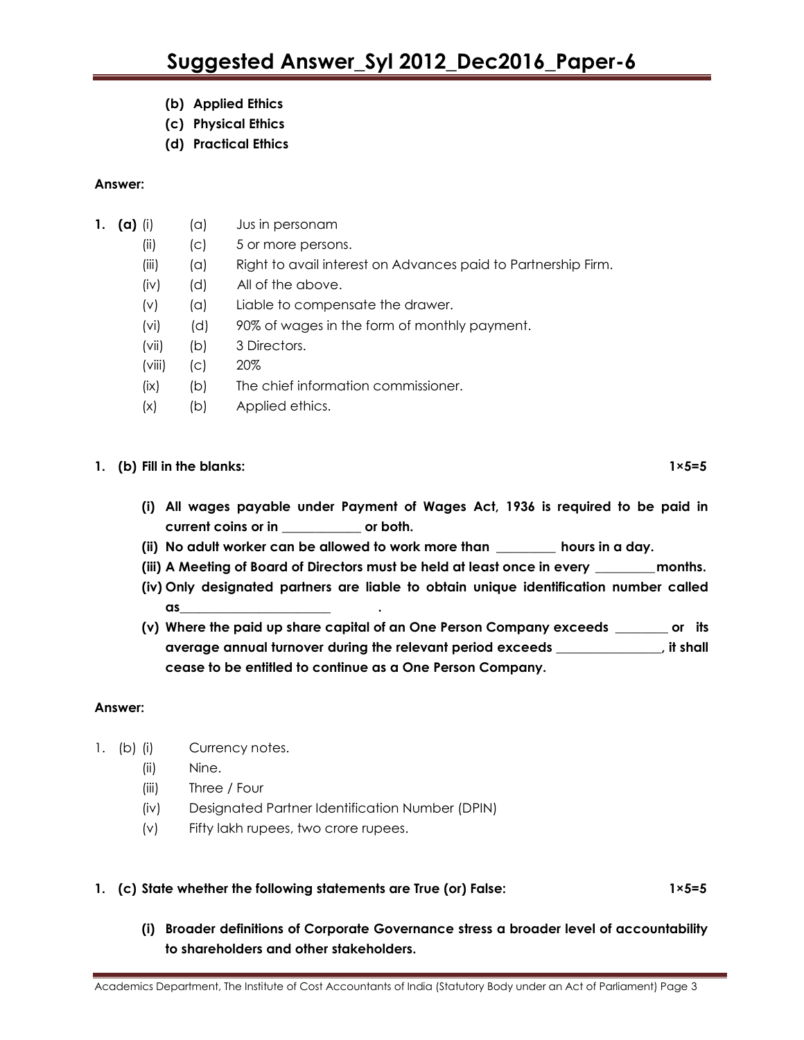**(b) Applied Ethics**

**(c) Physical Ethics**

**(d) Practical Ethics**

**Answer:**

**1. (a)**

| | | |
|---|---|---|
| (i) | (a) | Jus in personam |
| (ii) | (c) | 5 or more persons. |
| (iii) | (a) | Right to avail interest on Advances paid to Partnership Firm. |
| (iv) | (d) | All of the above. |
| (v) | (a) | Liable to compensate the drawer. |
| (vi) | (d) | 90% of wages in the form of monthly payment. |
| (vii) | (b) | 3 Directors. |
| (viii) | (c) | 20% |
| (ix) | (b) | The chief information commissioner. |
| (x) | (b) | Applied ethics. |

**1. (b) Fill in the blanks: 1×5=5**

**(i) All wages payable under Payment of Wages Act, 1936 is required to be paid in current coins or in ____________ or both.**

**(ii) No adult worker can be allowed to work more than _________ hours in a day.**

**(iii) A Meeting of Board of Directors must be held at least once in every _________ months.**

**(iv) Only designated partners are liable to obtain unique identification number called as_______________________ .**

**(v) Where the paid up share capital of an One Person Company exceeds ________ or its average annual turnover during the relevant period exceeds ________________, it shall cease to be entitled to continue as a One Person Company.**

**Answer:**

1. (b)
   - (i) Currency notes.
   - (ii) Nine.
   - (iii) Three / Four
   - (iv) Designated Partner Identification Number (DPIN)
   - (v) Fifty lakh rupees, two crore rupees.

**1. (c) State whether the following statements are True (or) False: 1×5=5**

**(i) Broader definitions of Corporate Governance stress a broader level of accountability to shareholders and other stakeholders.**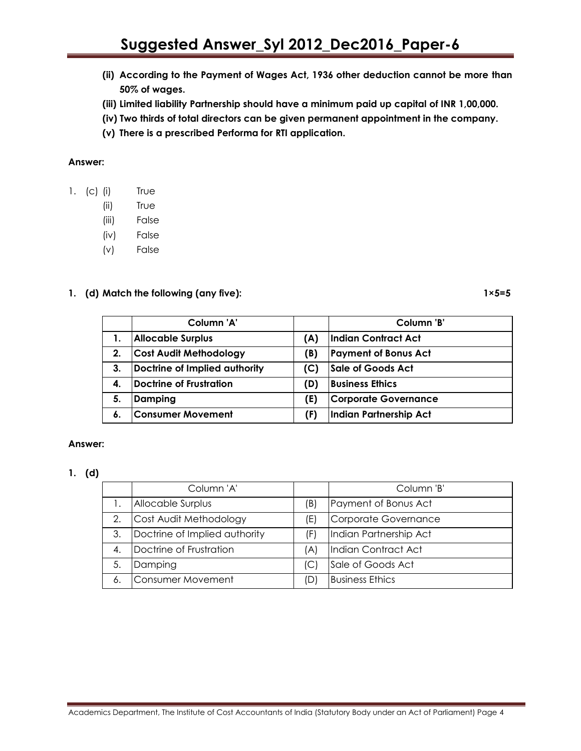**(ii) According to the Payment of Wages Act, 1936 other deduction cannot be more than 50% of wages.**

**(iii) Limited liability Partnership should have a minimum paid up capital of INR 1,00,000.**

**(iv) Two thirds of total directors can be given permanent appointment in the company.**

**(v) There is a prescribed Performa for RTI application.**

**Answer:**

1. (c)
   - (i) True
   - (ii) True
   - (iii) False
   - (iv) False
   - (v) False

**1. (d) Match the following (any five):** **1×5=5**

| | Column 'A' | | Column 'B' |
|---|---|---|---|
| **1.** | **Allocable Surplus** | **(A)** | **Indian Contract Act** |
| **2.** | **Cost Audit Methodology** | **(B)** | **Payment of Bonus Act** |
| **3.** | **Doctrine of Implied authority** | **(C)** | **Sale of Goods Act** |
| **4.** | **Doctrine of Frustration** | **(D)** | **Business Ethics** |
| **5.** | **Damping** | **(E)** | **Corporate Governance** |
| **6.** | **Consumer Movement** | **(F)** | **Indian Partnership Act** |

**Answer:**

**1. (d)**

| | Column 'A' | | Column 'B' |
|---|---|---|---|
| 1. | Allocable Surplus | (B) | Payment of Bonus Act |
| 2. | Cost Audit Methodology | (E) | Corporate Governance |
| 3. | Doctrine of Implied authority | (F) | Indian Partnership Act |
| 4. | Doctrine of Frustration | (A) | Indian Contract Act |
| 5. | Damping | (C) | Sale of Goods Act |
| 6. | Consumer Movement | (D) | Business Ethics |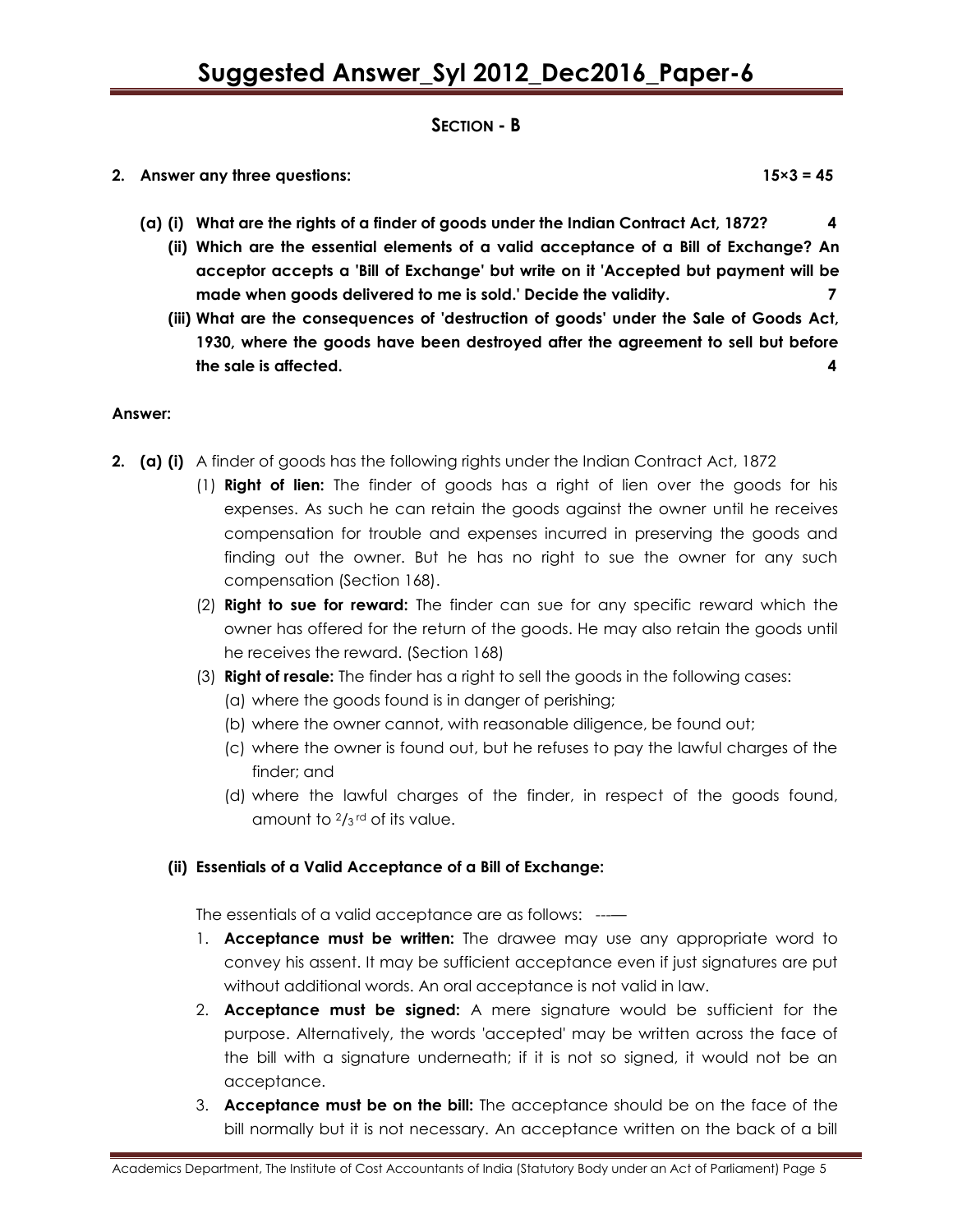## SECTION - B

**2. Answer any three questions: 15×3 = 45**

**(a) (i) What are the rights of a finder of goods under the Indian Contract Act, 1872? 4**

**(ii) Which are the essential elements of a valid acceptance of a Bill of Exchange? An acceptor accepts a 'Bill of Exchange' but write on it 'Accepted but payment will be made when goods delivered to me is sold.' Decide the validity. 7**

**(iii) What are the consequences of 'destruction of goods' under the Sale of Goods Act, 1930, where the goods have been destroyed after the agreement to sell but before the sale is affected. 4**

**Answer:**

**2. (a) (i)** A finder of goods has the following rights under the Indian Contract Act, 1872

(1) **Right of lien:** The finder of goods has a right of lien over the goods for his expenses. As such he can retain the goods against the owner until he receives compensation for trouble and expenses incurred in preserving the goods and finding out the owner. But he has no right to sue the owner for any such compensation (Section 168).

(2) **Right to sue for reward:** The finder can sue for any specific reward which the owner has offered for the return of the goods. He may also retain the goods until he receives the reward. (Section 168)

(3) **Right of resale:** The finder has a right to sell the goods in the following cases:

(a) where the goods found is in danger of perishing;

(b) where the owner cannot, with reasonable diligence, be found out;

(c) where the owner is found out, but he refuses to pay the lawful charges of the finder; and

(d) where the lawful charges of the finder, in respect of the goods found, amount to $^2/_3$ rd of its value.

**(ii) Essentials of a Valid Acceptance of a Bill of Exchange:**

The essentials of a valid acceptance are as follows: ---—

1. **Acceptance must be written:** The drawee may use any appropriate word to convey his assent. It may be sufficient acceptance even if just signatures are put without additional words. An oral acceptance is not valid in law.

2. **Acceptance must be signed:** A mere signature would be sufficient for the purpose. Alternatively, the words 'accepted' may be written across the face of the bill with a signature underneath; if it is not so signed, it would not be an acceptance.

3. **Acceptance must be on the bill:** The acceptance should be on the face of the bill normally but it is not necessary. An acceptance written on the back of a bill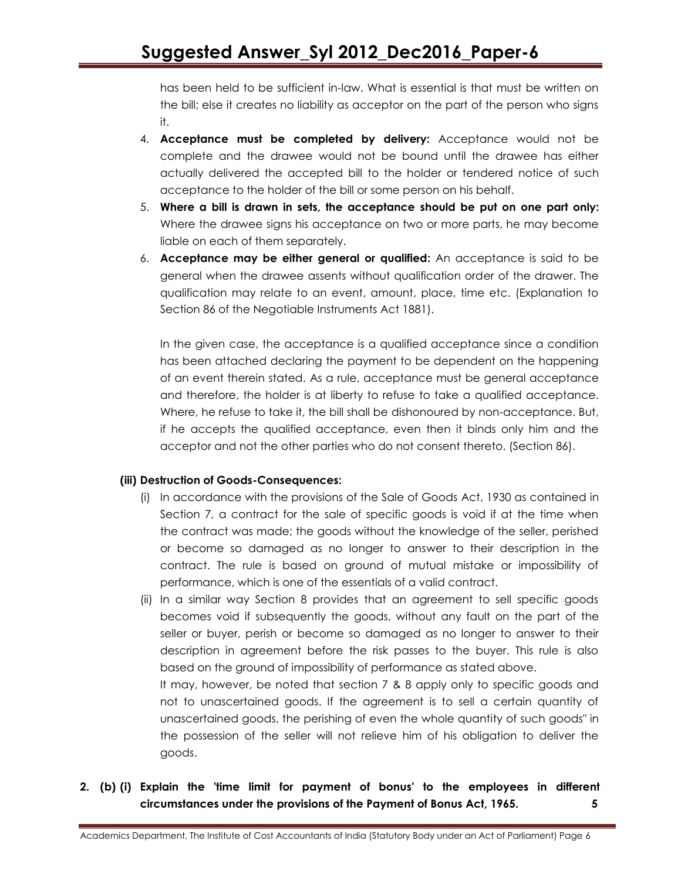has been held to be sufficient in-law. What is essential is that must be written on the bill; else it creates no liability as acceptor on the part of the person who signs it.

4. **Acceptance must be completed by delivery:** Acceptance would not be complete and the drawee would not be bound until the drawee has either actually delivered the accepted bill to the holder or tendered notice of such acceptance to the holder of the bill or some person on his behalf.
5. **Where a bill is drawn in sets, the acceptance should be put on one part only:** Where the drawee signs his acceptance on two or more parts, he may become liable on each of them separately.
6. **Acceptance may be either general or qualified:** An acceptance is said to be general when the drawee assents without qualification order of the drawer. The qualification may relate to an event, amount, place, time etc. (Explanation to Section 86 of the Negotiable Instruments Act 1881).

   In the given case, the acceptance is a qualified acceptance since a condition has been attached declaring the payment to be dependent on the happening of an event therein stated. As a rule, acceptance must be general acceptance and therefore, the holder is at liberty to refuse to take a qualified acceptance. Where, he refuse to take it, the bill shall be dishonoured by non-acceptance. But, if he accepts the qualified acceptance, even then it binds only him and the acceptor and not the other parties who do not consent thereto. (Section 86).

**(iii) Destruction of Goods-Consequences:**

(i) In accordance with the provisions of the Sale of Goods Act, 1930 as contained in Section 7, a contract for the sale of specific goods is void if at the time when the contract was made; the goods without the knowledge of the seller, perished or become so damaged as no longer to answer to their description in the contract. The rule is based on ground of mutual mistake or impossibility of performance, which is one of the essentials of a valid contract.

(ii) In a similar way Section 8 provides that an agreement to sell specific goods becomes void if subsequently the goods, without any fault on the part of the seller or buyer, perish or become so damaged as no longer to answer to their description in agreement before the risk passes to the buyer. This rule is also based on the ground of impossibility of performance as stated above.

It may, however, be noted that section 7 & 8 apply only to specific goods and not to unascertained goods. If the agreement is to sell a certain quantity of unascertained goods, the perishing of even the whole quantity of such goods" in the possession of the seller will not relieve him of his obligation to deliver the goods.

**2. (b) (i) Explain the 'time limit for payment of bonus' to the employees in different circumstances under the provisions of the Payment of Bonus Act, 1965. 5**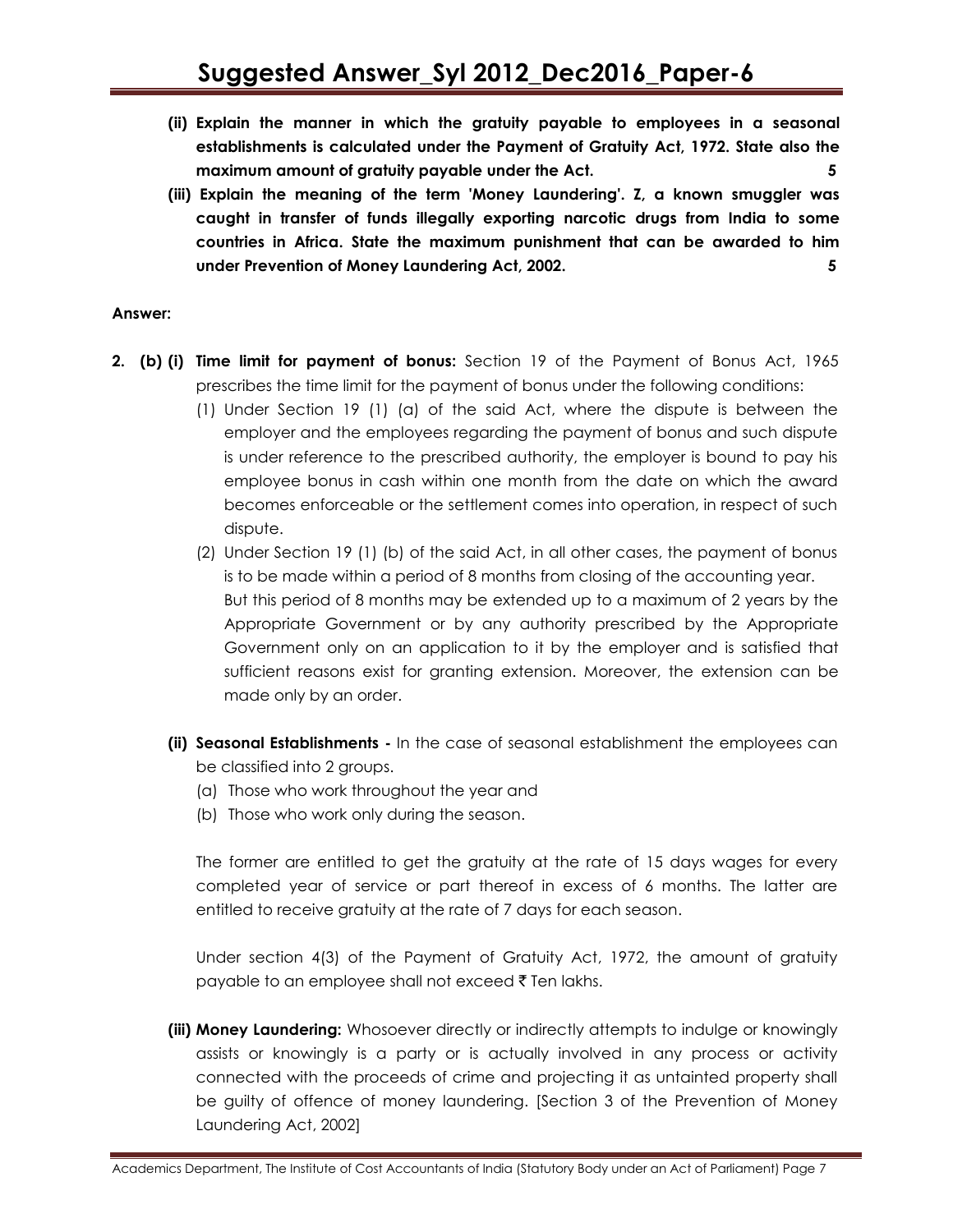**(ii) Explain the manner in which the gratuity payable to employees in a seasonal establishments is calculated under the Payment of Gratuity Act, 1972. State also the maximum amount of gratuity payable under the Act. 5**

**(iii) Explain the meaning of the term 'Money Laundering'. Z, a known smuggler was caught in transfer of funds illegally exporting narcotic drugs from India to some countries in Africa. State the maximum punishment that can be awarded to him under Prevention of Money Laundering Act, 2002. 5**

**Answer:**

**2. (b) (i) Time limit for payment of bonus:** Section 19 of the Payment of Bonus Act, 1965 prescribes the time limit for the payment of bonus under the following conditions:

(1) Under Section 19 (1) (a) of the said Act, where the dispute is between the employer and the employees regarding the payment of bonus and such dispute is under reference to the prescribed authority, the employer is bound to pay his employee bonus in cash within one month from the date on which the award becomes enforceable or the settlement comes into operation, in respect of such dispute.

(2) Under Section 19 (1) (b) of the said Act, in all other cases, the payment of bonus is to be made within a period of 8 months from closing of the accounting year. But this period of 8 months may be extended up to a maximum of 2 years by the Appropriate Government or by any authority prescribed by the Appropriate Government only on an application to it by the employer and is satisfied that sufficient reasons exist for granting extension. Moreover, the extension can be made only by an order.

**(ii) Seasonal Establishments -** In the case of seasonal establishment the employees can be classified into 2 groups.

(a) Those who work throughout the year and
(b) Those who work only during the season.

The former are entitled to get the gratuity at the rate of 15 days wages for every completed year of service or part thereof in excess of 6 months. The latter are entitled to receive gratuity at the rate of 7 days for each season.

Under section 4(3) of the Payment of Gratuity Act, 1972, the amount of gratuity payable to an employee shall not exceed ₹ Ten lakhs.

**(iii) Money Laundering:** Whosoever directly or indirectly attempts to indulge or knowingly assists or knowingly is a party or is actually involved in any process or activity connected with the proceeds of crime and projecting it as untainted property shall be guilty of offence of money laundering. [Section 3 of the Prevention of Money Laundering Act, 2002]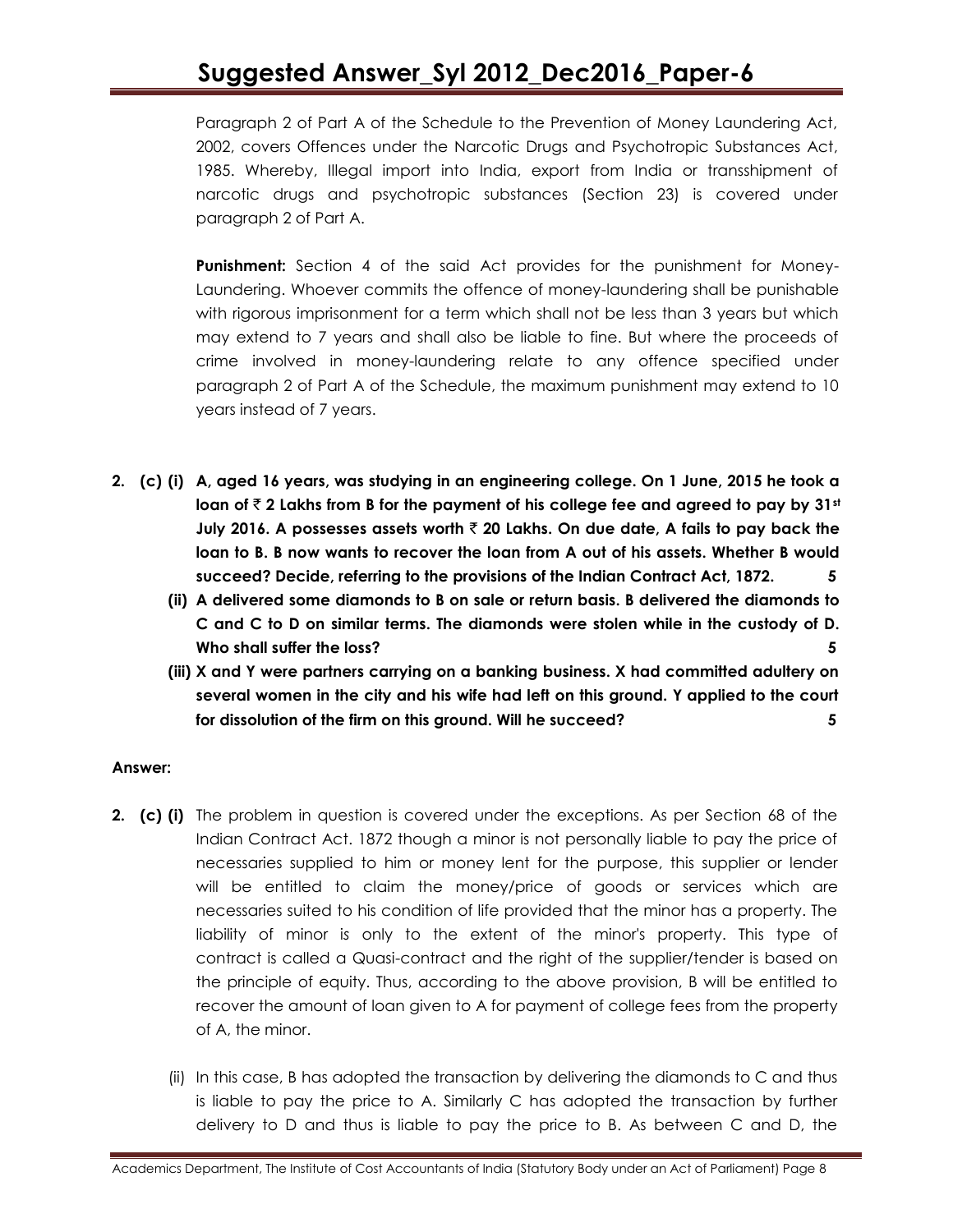Paragraph 2 of Part A of the Schedule to the Prevention of Money Laundering Act, 2002, covers Offences under the Narcotic Drugs and Psychotropic Substances Act, 1985. Whereby, Illegal import into India, export from India or transshipment of narcotic drugs and psychotropic substances (Section 23) is covered under paragraph 2 of Part A.

**Punishment:** Section 4 of the said Act provides for the punishment for Money-Laundering. Whoever commits the offence of money-laundering shall be punishable with rigorous imprisonment for a term which shall not be less than 3 years but which may extend to 7 years and shall also be liable to fine. But where the proceeds of crime involved in money-laundering relate to any offence specified under paragraph 2 of Part A of the Schedule, the maximum punishment may extend to 10 years instead of 7 years.

**2. (c) (i) A, aged 16 years, was studying in an engineering college. On 1 June, 2015 he took a loan of ₹ 2 Lakhs from B for the payment of his college fee and agreed to pay by 31st July 2016. A possesses assets worth ₹ 20 Lakhs. On due date, A fails to pay back the loan to B. B now wants to recover the loan from A out of his assets. Whether B would succeed? Decide, referring to the provisions of the Indian Contract Act, 1872. 5**

**(ii) A delivered some diamonds to B on sale or return basis. B delivered the diamonds to C and C to D on similar terms. The diamonds were stolen while in the custody of D. Who shall suffer the loss? 5**

**(iii) X and Y were partners carrying on a banking business. X had committed adultery on several women in the city and his wife had left on this ground. Y applied to the court for dissolution of the firm on this ground. Will he succeed? 5**

**Answer:**

**2. (c) (i)** The problem in question is covered under the exceptions. As per Section 68 of the Indian Contract Act. 1872 though a minor is not personally liable to pay the price of necessaries supplied to him or money lent for the purpose, this supplier or lender will be entitled to claim the money/price of goods or services which are necessaries suited to his condition of life provided that the minor has a property. The liability of minor is only to the extent of the minor's property. This type of contract is called a Quasi-contract and the right of the supplier/tender is based on the principle of equity. Thus, according to the above provision, B will be entitled to recover the amount of loan given to A for payment of college fees from the property of A, the minor.

(ii) In this case, B has adopted the transaction by delivering the diamonds to C and thus is liable to pay the price to A. Similarly C has adopted the transaction by further delivery to D and thus is liable to pay the price to B. As between C and D, the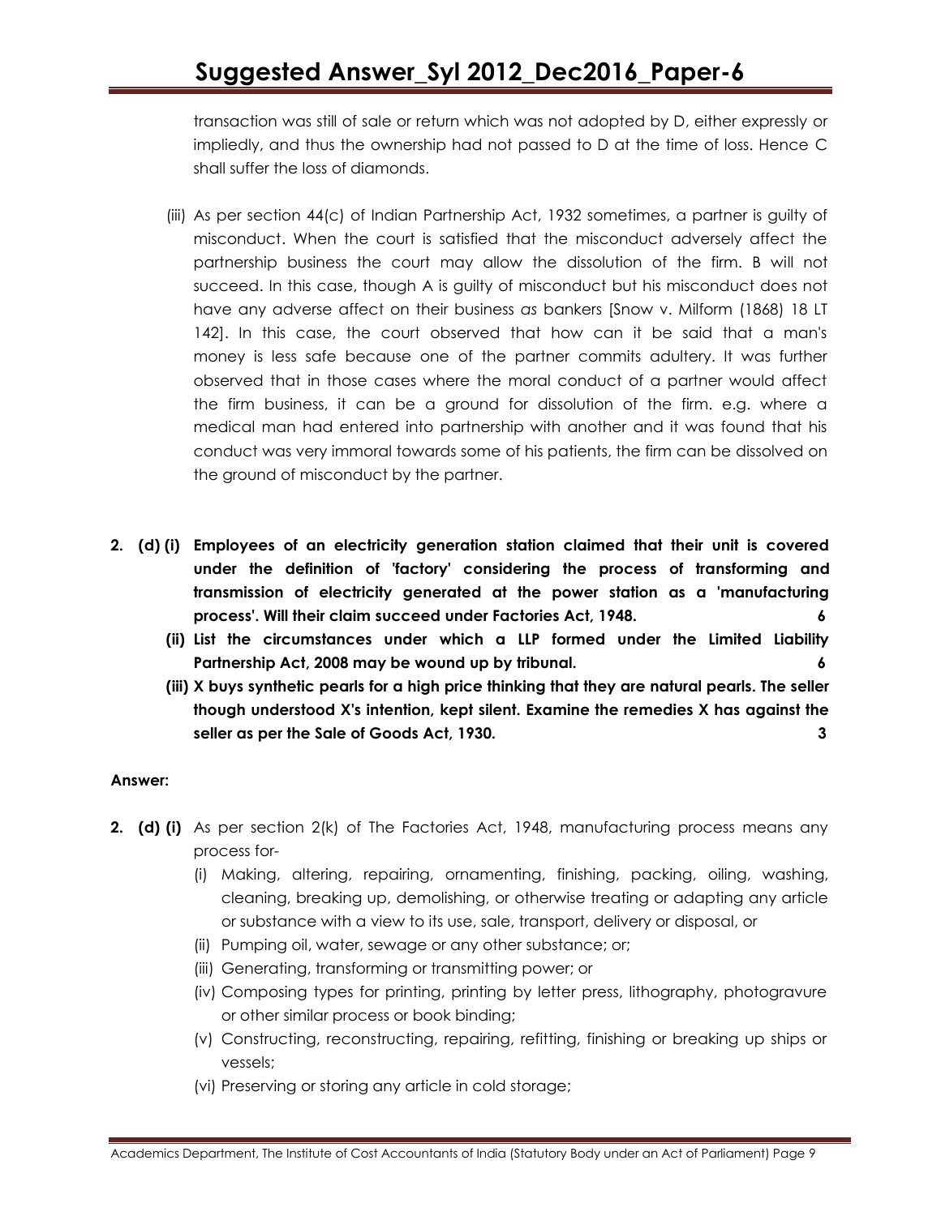transaction was still of sale or return which was not adopted by D, either expressly or impliedly, and thus the ownership had not passed to D at the time of loss. Hence C shall suffer the loss of diamonds.

(iii) As per section 44(c) of Indian Partnership Act, 1932 sometimes, a partner is guilty of misconduct. When the court is satisfied that the misconduct adversely affect the partnership business the court may allow the dissolution of the firm. B will not succeed. In this case, though A is guilty of misconduct but his misconduct does not have any adverse affect on their business *as* bankers [Snow v. Milform (1868) 18 LT 142]. In this case, the court observed that how can it be said that a man's money is less safe because one of the partner commits adultery. It was further observed that in those cases where the moral conduct of a partner would affect the firm business, it can be a ground for dissolution of the firm. e.g. where a medical man had entered into partnership with another and it was found that his conduct was very immoral towards some of his patients, the firm can be dissolved on the ground of misconduct by the partner.

**2. (d) (i) Employees of an electricity generation station claimed that their unit is covered under the definition of 'factory' considering the process of transforming and transmission of electricity generated at the power station as a 'manufacturing process'. Will their claim succeed under Factories Act, 1948. 6**

**(ii) List the circumstances under which a LLP formed under the Limited Liability Partnership Act, 2008 may be wound up by tribunal. 6**

**(iii) X buys synthetic pearls for a high price thinking that they are natural pearls. The seller though understood X's intention, kept silent. Examine the remedies X has against the seller as per the Sale of Goods Act, 1930. 3**

**Answer:**

**2. (d) (i)** As per section 2(k) of The Factories Act, 1948, manufacturing process means any process for-

(i) Making, altering, repairing, ornamenting, finishing, packing, oiling, washing, cleaning, breaking up, demolishing, or otherwise treating or adapting any article or substance with a view to its use, sale, transport, delivery or disposal, or

(ii) Pumping oil, water, sewage or any other substance; or;

(iii) Generating, transforming or transmitting power; or

(iv) Composing types for printing, printing by letter press, lithography, photogravure or other similar process or book binding;

(v) Constructing, reconstructing, repairing, refitting, finishing or breaking up ships or vessels;

(vi) Preserving or storing any article in cold storage;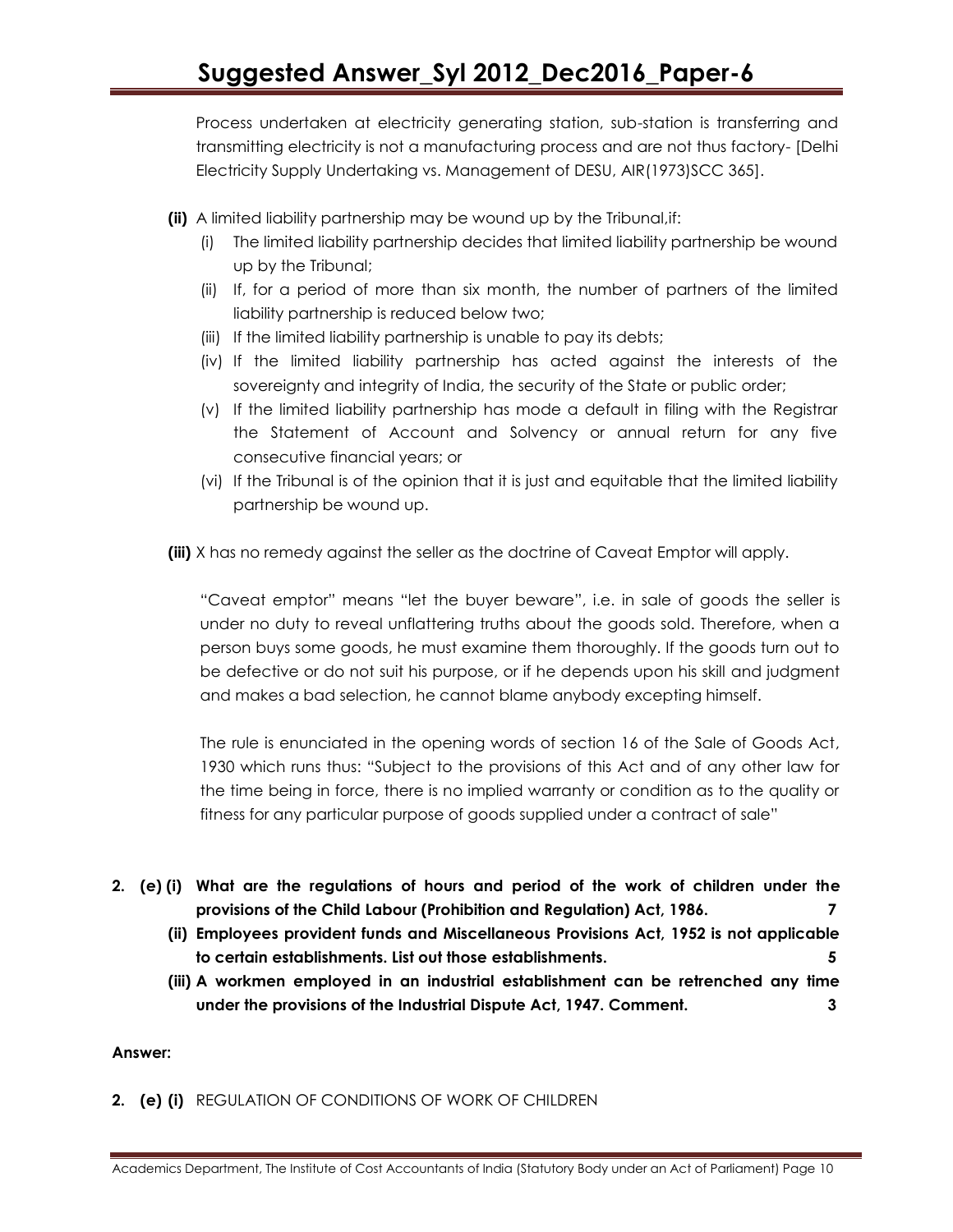Process undertaken at electricity generating station, sub-station is transferring and transmitting electricity is not a manufacturing process and are not thus factory- [Delhi Electricity Supply Undertaking vs. Management of DESU, AIR(1973)SCC 365].

**(ii)** A limited liability partnership may be wound up by the Tribunal,if:

(i) The limited liability partnership decides that limited liability partnership be wound up by the Tribunal;

(ii) If, for a period of more than six month, the number of partners of the limited liability partnership is reduced below two;

(iii) If the limited liability partnership is unable to pay its debts;

(iv) If the limited liability partnership has acted against the interests of the sovereignty and integrity of India, the security of the State or public order;

(v) If the limited liability partnership has mode a default in filing with the Registrar the Statement of Account and Solvency or annual return for any five consecutive financial years; or

(vi) If the Tribunal is of the opinion that it is just and equitable that the limited liability partnership be wound up.

**(iii)** X has no remedy against the seller as the doctrine of Caveat Emptor will apply.

"Caveat emptor" means "let the buyer beware", i.e. in sale of goods the seller is under no duty to reveal unflattering truths about the goods sold. Therefore, when a person buys some goods, he must examine them thoroughly. If the goods turn out to be defective or do not suit his purpose, or if he depends upon his skill and judgment and makes a bad selection, he cannot blame anybody excepting himself.

The rule is enunciated in the opening words of section 16 of the Sale of Goods Act, 1930 which runs thus: "Subject to the provisions of this Act and of any other law for the time being in force, there is no implied warranty or condition as to the quality or fitness for any particular purpose of goods supplied under a contract of sale"

**2. (e) (i) What are the regulations of hours and period of the work of children under the provisions of the Child Labour (Prohibition and Regulation) Act, 1986. 7**

**(ii) Employees provident funds and Miscellaneous Provisions Act, 1952 is not applicable to certain establishments. List out those establishments. 5**

**(iii) A workmen employed in an industrial establishment can be retrenched any time under the provisions of the Industrial Dispute Act, 1947. Comment. 3**

**Answer:**

**2. (e) (i)** REGULATION OF CONDITIONS OF WORK OF CHILDREN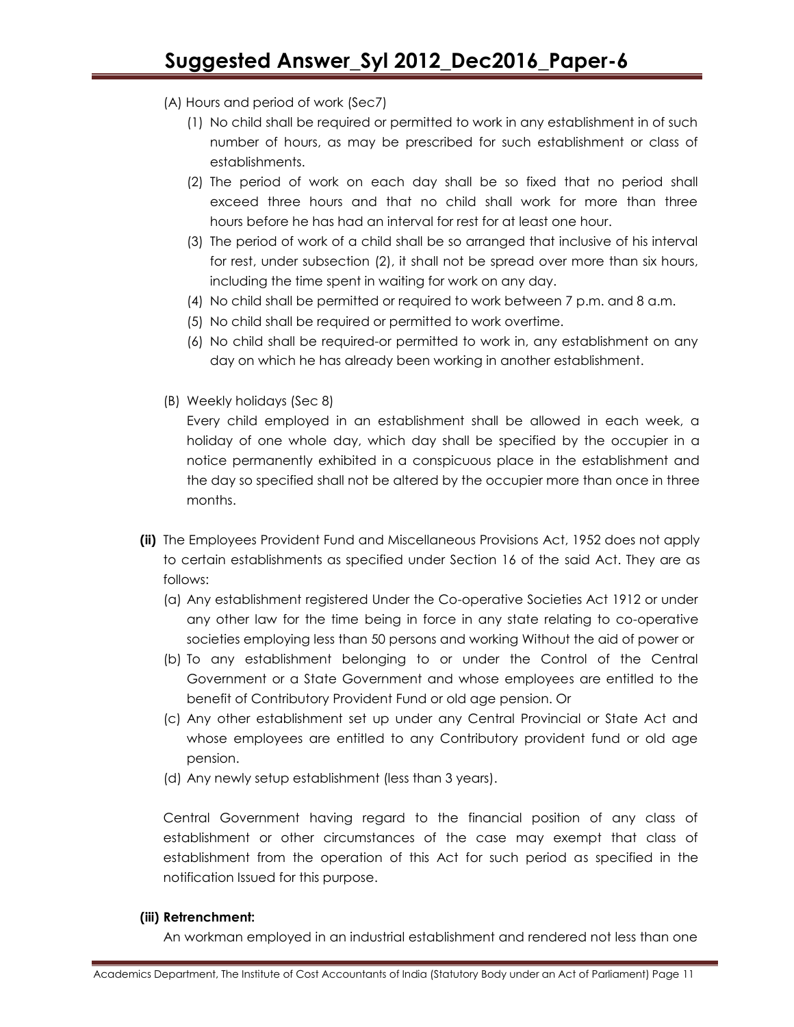(A) Hours and period of work (Sec7)

1. No child shall be required or permitted to work in any establishment in of such number of hours, as may be prescribed for such establishment or class of establishments.
2. The period of work on each day shall be so fixed that no period shall exceed three hours and that no child shall work for more than three hours before he has had an interval for rest for at least one hour.
3. The period of work of a child shall be so arranged that inclusive of his interval for rest, under subsection (2), it shall not be spread over more than six hours, including the time spent in waiting for work on any day.
4. No child shall be permitted or required to work between 7 p.m. and 8 a.m.
5. No child shall be required or permitted to work overtime.
6. No child shall be required-or permitted to work in, any establishment on any day on which he has already been working in another establishment.

(B) Weekly holidays (Sec 8)

Every child employed in an establishment shall be allowed in each week, a holiday of one whole day, which day shall be specified by the occupier in a notice permanently exhibited in a conspicuous place in the establishment and the day so specified shall not be altered by the occupier more than once in three months.

**(ii)** The Employees Provident Fund and Miscellaneous Provisions Act, 1952 does not apply to certain establishments as specified under Section 16 of the said Act. They are as follows:

(a) Any establishment registered Under the Co-operative Societies Act 1912 or under any other law for the time being in force in any state relating to co-operative societies employing less than 50 persons and working Without the aid of power or

(b) To any establishment belonging to or under the Control of the Central Government or a State Government and whose employees are entitled to the benefit of Contributory Provident Fund or old age pension. Or

(c) Any other establishment set up under any Central Provincial or State Act and whose employees are entitled to any Contributory provident fund or old age pension.

(d) Any newly setup establishment (less than 3 years).

Central Government having regard to the financial position of any class of establishment or other circumstances of the case may exempt that class of establishment from the operation of this Act for such period as specified in the notification Issued for this purpose.

**(iii) Retrenchment:**

An workman employed in an industrial establishment and rendered not less than one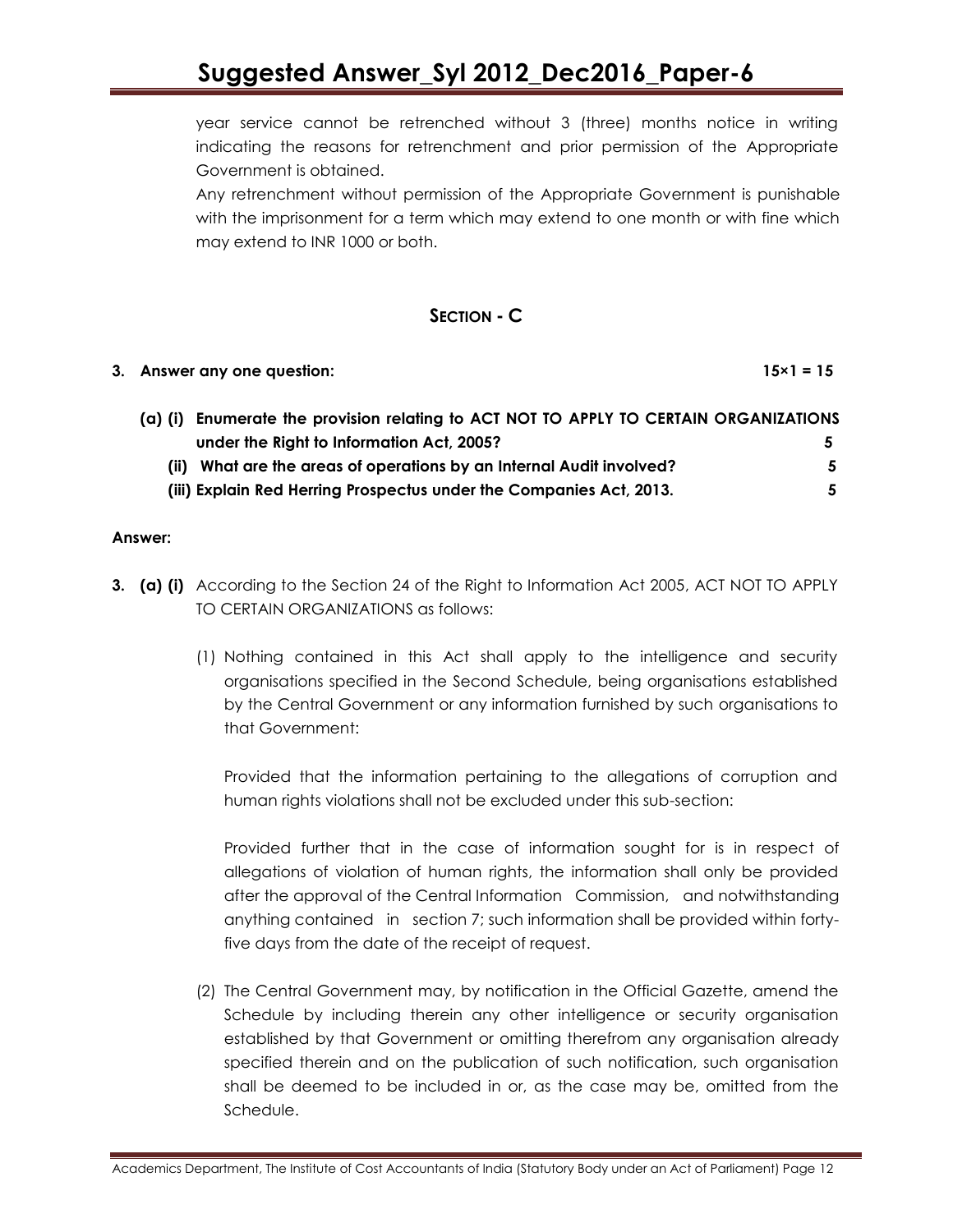year service cannot be retrenched without 3 (three) months notice in writing indicating the reasons for retrenchment and prior permission of the Appropriate Government is obtained.

Any retrenchment without permission of the Appropriate Government is punishable with the imprisonment for a term which may extend to one month or with fine which may extend to INR 1000 or both.

## SECTION - C

**3. Answer any one question: 15×1 = 15**

**(a) (i) Enumerate the provision relating to ACT NOT TO APPLY TO CERTAIN ORGANIZATIONS under the Right to Information Act, 2005? 5**

**(ii) What are the areas of operations by an Internal Audit involved? 5**

**(iii) Explain Red Herring Prospectus under the Companies Act, 2013. 5**

**Answer:**

**3. (a) (i)** According to the Section 24 of the Right to Information Act 2005, ACT NOT TO APPLY TO CERTAIN ORGANIZATIONS as follows:

(1) Nothing contained in this Act shall apply to the intelligence and security organisations specified in the Second Schedule, being organisations established by the Central Government or any information furnished by such organisations to that Government:

Provided that the information pertaining to the allegations of corruption and human rights violations shall not be excluded under this sub-section:

Provided further that in the case of information sought for is in respect of allegations of violation of human rights, the information shall only be provided after the approval of the Central Information Commission, and notwithstanding anything contained in section 7; such information shall be provided within forty-five days from the date of the receipt of request.

(2) The Central Government may, by notification in the Official Gazette, amend the Schedule by including therein any other intelligence or security organisation established by that Government or omitting therefrom any organisation already specified therein and on the publication of such notification, such organisation shall be deemed to be included in or, as the case may be, omitted from the Schedule.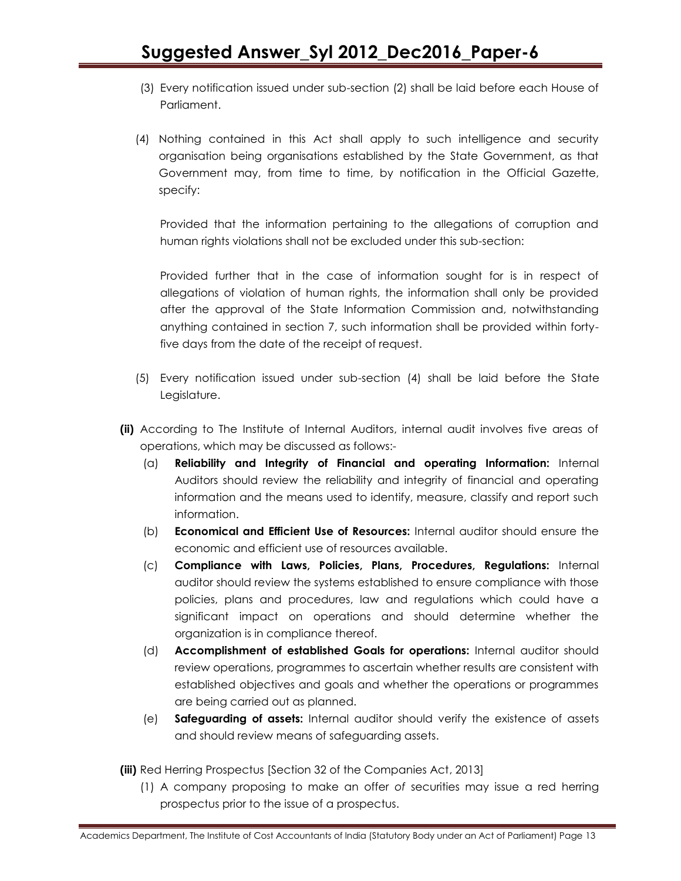(3) Every notification issued under sub-section (2) shall be laid before each House of Parliament.

(4) Nothing contained in this Act shall apply to such intelligence and security organisation being organisations established by the State Government, as that Government may, from time to time, by notification in the Official Gazette, specify:

Provided that the information pertaining to the allegations of corruption and human rights violations shall not be excluded under this sub-section:

Provided further that in the case of information sought for is in respect of allegations of violation of human rights, the information shall only be provided after the approval of the State Information Commission and, notwithstanding anything contained in section 7, such information shall be provided within forty-five days from the date of the receipt of request.

(5) Every notification issued under sub-section (4) shall be laid before the State Legislature.

**(ii)** According to The Institute of Internal Auditors, internal audit involves five areas of operations, which may be discussed as follows:-

(a) **Reliability and Integrity of Financial and operating Information:** Internal Auditors should review the reliability and integrity of financial and operating information and the means used to identify, measure, classify and report such information.

(b) **Economical and Efficient Use of Resources:** Internal auditor should ensure the economic and efficient use of resources available.

(c) **Compliance with Laws, Policies, Plans, Procedures, Regulations:** Internal auditor should review the systems established to ensure compliance with those policies, plans and procedures, law and regulations which could have a significant impact on operations and should determine whether the organization is in compliance thereof.

(d) **Accomplishment of established Goals for operations:** Internal auditor should review operations, programmes to ascertain whether results are consistent with established objectives and goals and whether the operations or programmes are being carried out as planned.

(e) **Safeguarding of assets:** Internal auditor should verify the existence of assets and should review means of safeguarding assets.

**(iii)** Red Herring Prospectus [Section 32 of the Companies Act, 2013]

(1) A company proposing to make an offer of securities may issue a red herring prospectus prior to the issue of a prospectus.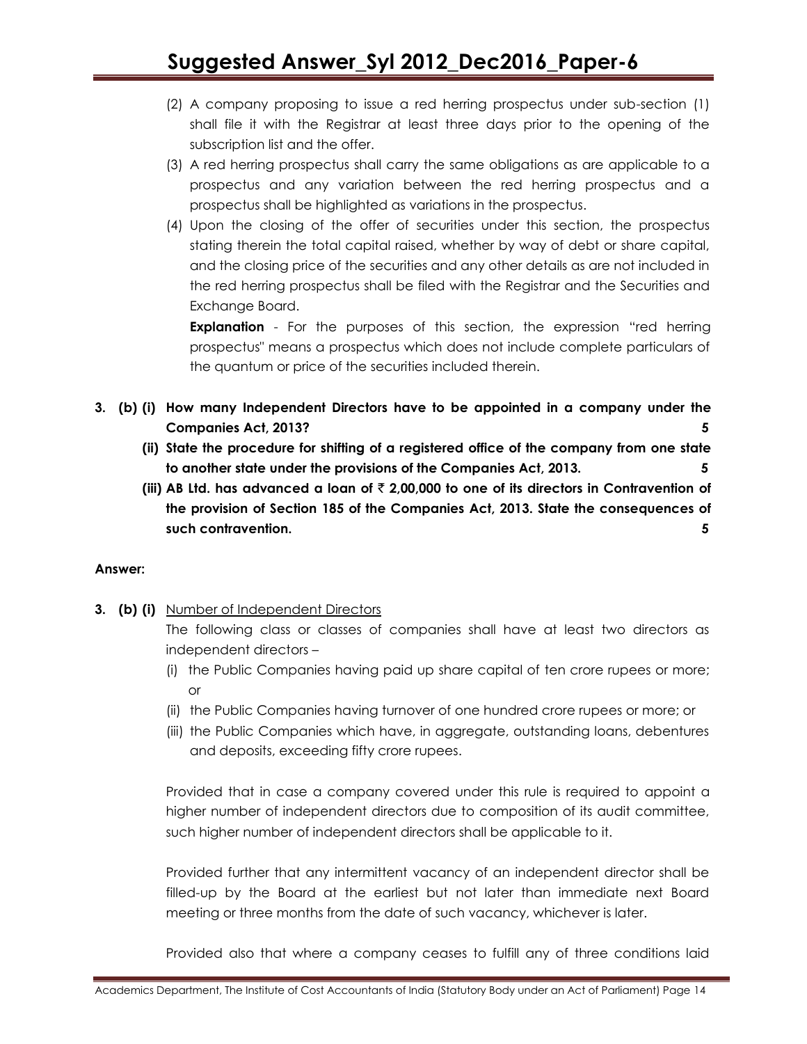(2) A company proposing to issue a red herring prospectus under sub-section (1) shall file it with the Registrar at least three days prior to the opening of the subscription list and the offer.

(3) A red herring prospectus shall carry the same obligations as are applicable to a prospectus and any variation between the red herring prospectus and a prospectus shall be highlighted as variations in the prospectus.

(4) Upon the closing of the offer of securities under this section, the prospectus stating therein the total capital raised, whether by way of debt or share capital, and the closing price of the securities and any other details as are not included in the red herring prospectus shall be filed with the Registrar and the Securities and Exchange Board.

**Explanation** - For the purposes of this section, the expression "red herring prospectus" means a prospectus which does not include complete particulars of the quantum or price of the securities included therein.

**3. (b) (i) How many Independent Directors have to be appointed in a company under the Companies Act, 2013? 5**

**(ii) State the procedure for shifting of a registered office of the company from one state to another state under the provisions of the Companies Act, 2013. 5**

**(iii) AB Ltd. has advanced a loan of ₹ 2,00,000 to one of its directors in Contravention of the provision of Section 185 of the Companies Act, 2013. State the consequences of such contravention. 5**

**Answer:**

**3. (b) (i)** Number of Independent Directors

The following class or classes of companies shall have at least two directors as independent directors –

(i) the Public Companies having paid up share capital of ten crore rupees or more; or

(ii) the Public Companies having turnover of one hundred crore rupees or more; or

(iii) the Public Companies which have, in aggregate, outstanding loans, debentures and deposits, exceeding fifty crore rupees.

Provided that in case a company covered under this rule is required to appoint a higher number of independent directors due to composition of its audit committee, such higher number of independent directors shall be applicable to it.

Provided further that any intermittent vacancy of an independent director shall be filled-up by the Board at the earliest but not later than immediate next Board meeting or three months from the date of such vacancy, whichever is later.

Provided also that where a company ceases to fulfill any of three conditions laid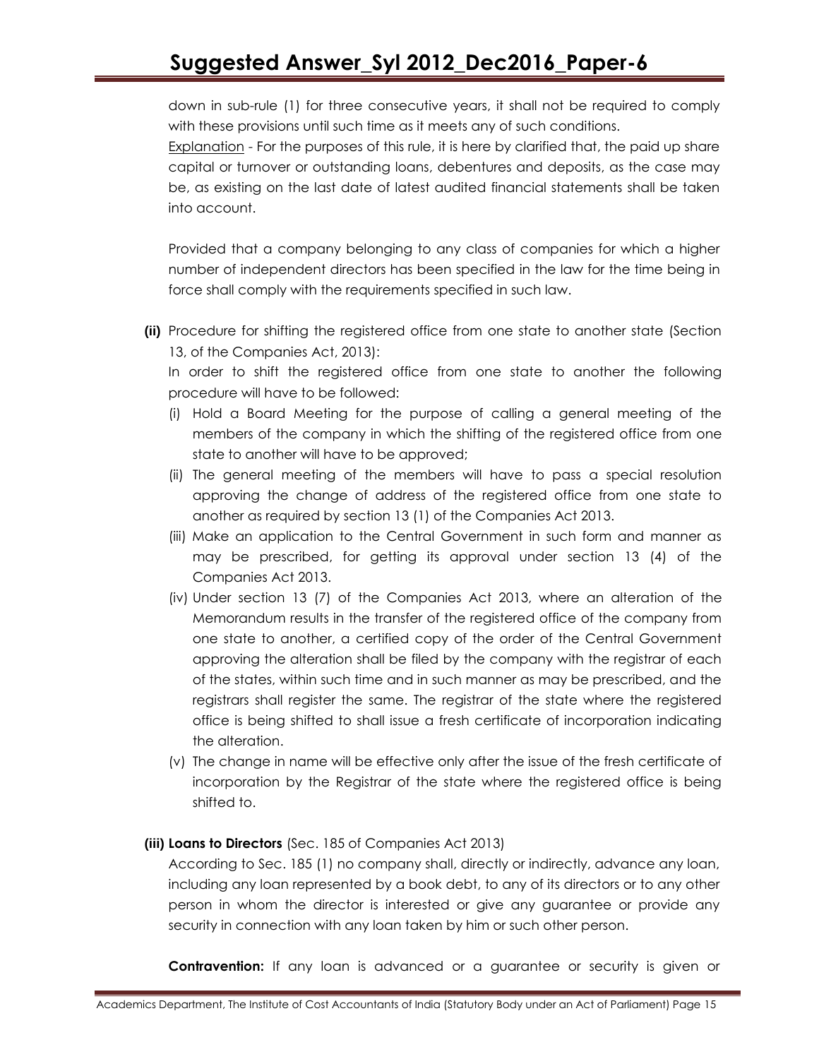down in sub-rule (1) for three consecutive years, it shall not be required to comply with these provisions until such time as it meets any of such conditions.

Explanation - For the purposes of this rule, it is here by clarified that, the paid up share capital or turnover or outstanding loans, debentures and deposits, as the case may be, as existing on the last date of latest audited financial statements shall be taken into account.

Provided that a company belonging to any class of companies for which a higher number of independent directors has been specified in the law for the time being in force shall comply with the requirements specified in such law.

**(ii)** Procedure for shifting the registered office from one state to another state (Section 13, of the Companies Act, 2013):

In order to shift the registered office from one state to another the following procedure will have to be followed:

(i) Hold a Board Meeting for the purpose of calling a general meeting of the members of the company in which the shifting of the registered office from one state to another will have to be approved;

(ii) The general meeting of the members will have to pass a special resolution approving the change of address of the registered office from one state to another as required by section 13 (1) of the Companies Act 2013.

(iii) Make an application to the Central Government in such form and manner as may be prescribed, for getting its approval under section 13 (4) of the Companies Act 2013.

(iv) Under section 13 (7) of the Companies Act 2013, where an alteration of the Memorandum results in the transfer of the registered office of the company from one state to another, a certified copy of the order of the Central Government approving the alteration shall be filed by the company with the registrar of each of the states, within such time and in such manner as may be prescribed, and the registrars shall register the same. The registrar of the state where the registered office is being shifted to shall issue a fresh certificate of incorporation indicating the alteration.

(v) The change in name will be effective only after the issue of the fresh certificate of incorporation by the Registrar of the state where the registered office is being shifted to.

**(iii) Loans to Directors** (Sec. 185 of Companies Act 2013)

According to Sec. 185 (1) no company shall, directly or indirectly, advance any loan, including any loan represented by a book debt, to any of its directors or to any other person in whom the director is interested or give any guarantee or provide any security in connection with any loan taken by him or such other person.

**Contravention:** If any loan is advanced or a guarantee or security is given or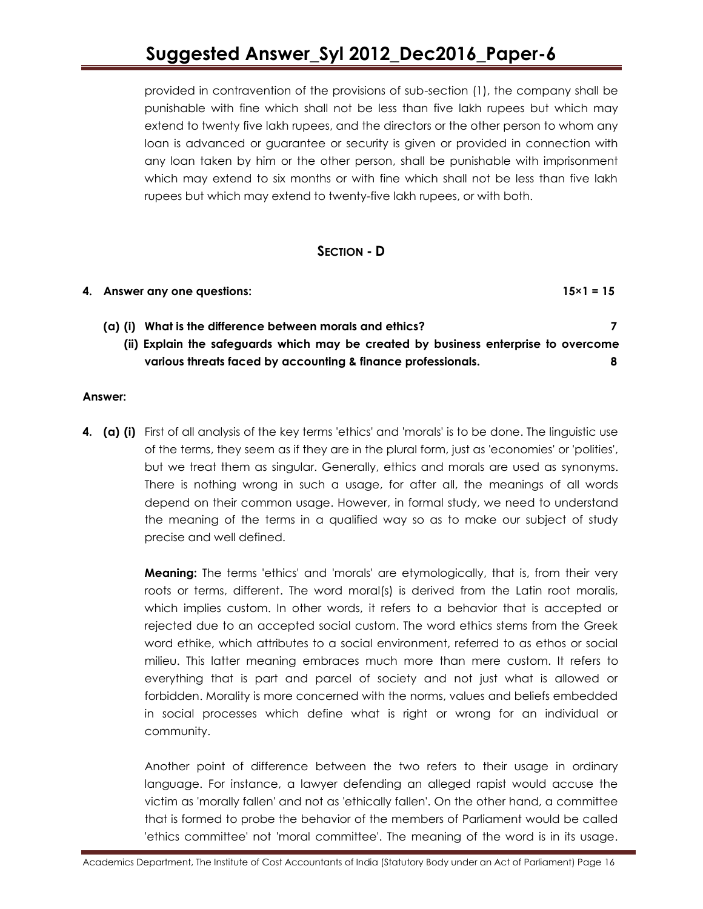provided in contravention of the provisions of sub-section (1), the company shall be punishable with fine which shall not be less than five lakh rupees but which may extend to twenty five lakh rupees, and the directors or the other person to whom any loan is advanced or guarantee or security is given or provided in connection with any loan taken by him or the other person, shall be punishable with imprisonment which may extend to six months or with fine which shall not be less than five lakh rupees but which may extend to twenty-five lakh rupees, or with both.

## SECTION - D

**4. Answer any one questions: 15×1 = 15**

**(a) (i) What is the difference between morals and ethics? 7**

**(ii) Explain the safeguards which may be created by business enterprise to overcome various threats faced by accounting & finance professionals. 8**

**Answer:**

**4. (a) (i)** First of all analysis of the key terms 'ethics' and 'morals' is to be done. The linguistic use of the terms, they seem as if they are in the plural form, just as 'economies' or 'polities', but we treat them as singular. Generally, ethics and morals are used as synonyms. There is nothing wrong in such a usage, for after all, the meanings of all words depend on their common usage. However, in formal study, we need to understand the meaning of the terms in a qualified way so as to make our subject of study precise and well defined.

**Meaning:** The terms 'ethics' and 'morals' are etymologically, that is, from their very roots or terms, different. The word moral(s) is derived from the Latin root moralis, which implies custom. In other words, it refers to a behavior that is accepted or rejected due to an accepted social custom. The word ethics stems from the Greek word ethike, which attributes to a social environment, referred to as ethos or social milieu. This latter meaning embraces much more than mere custom. It refers to everything that is part and parcel of society and not just what is allowed or forbidden. Morality is more concerned with the norms, values and beliefs embedded in social processes which define what is right or wrong for an individual or community.

Another point of difference between the two refers to their usage in ordinary language. For instance, a lawyer defending an alleged rapist would accuse the victim as 'morally fallen' and not as 'ethically fallen'. On the other hand, a committee that is formed to probe the behavior of the members of Parliament would be called 'ethics committee' not 'moral committee'. The meaning of the word is in its usage.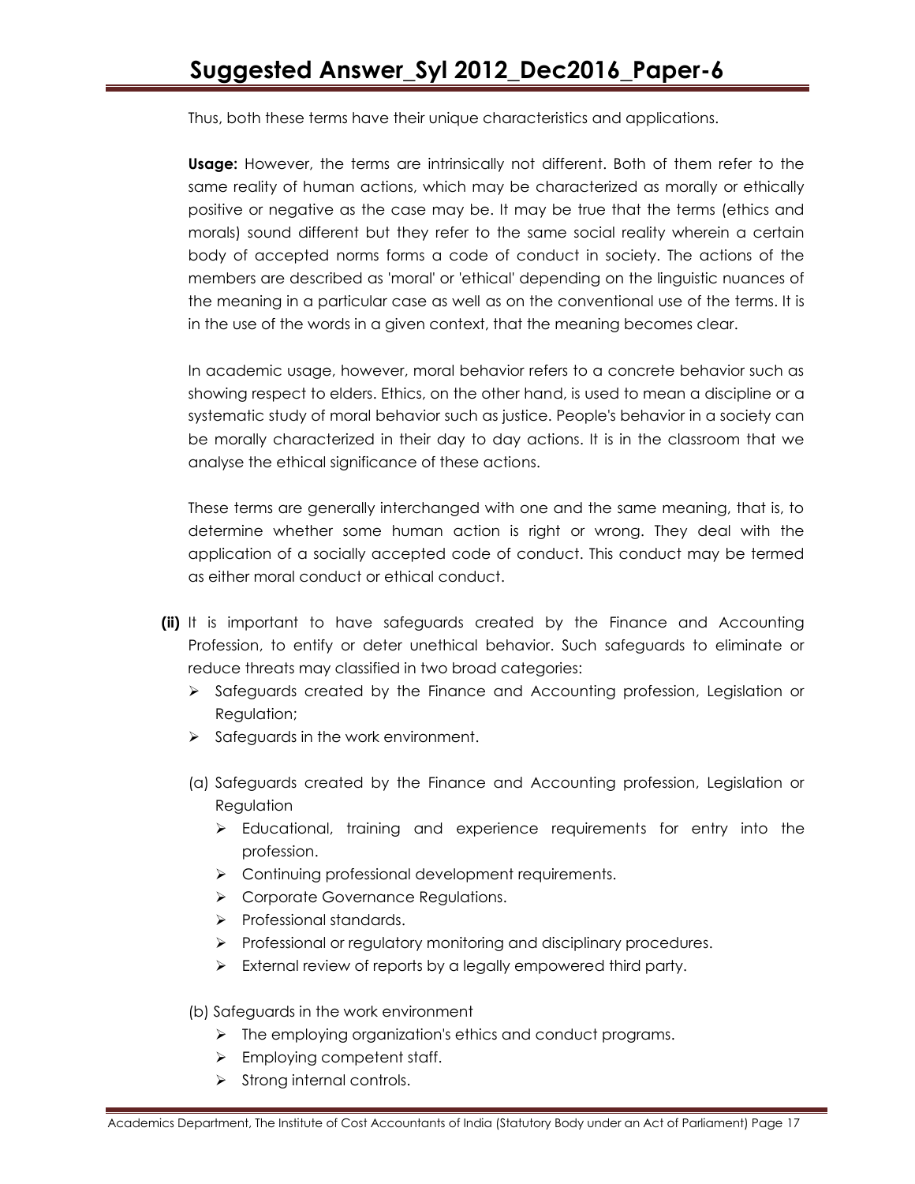Thus, both these terms have their unique characteristics and applications.

**Usage:** However, the terms are intrinsically not different. Both of them refer to the same reality of human actions, which may be characterized as morally or ethically positive or negative as the case may be. It may be true that the terms (ethics and morals) sound different but they refer to the same social reality wherein a certain body of accepted norms forms a code of conduct in society. The actions of the members are described as 'moral' or 'ethical' depending on the linguistic nuances of the meaning in a particular case as well as on the conventional use of the terms. It is in the use of the words in a given context, that the meaning becomes clear.

In academic usage, however, moral behavior refers to a concrete behavior such as showing respect to elders. Ethics, on the other hand, is used to mean a discipline or a systematic study of moral behavior such as justice. People's behavior in a society can be morally characterized in their day to day actions. It is in the classroom that we analyse the ethical significance of these actions.

These terms are generally interchanged with one and the same meaning, that is, to determine whether some human action is right or wrong. They deal with the application of a socially accepted code of conduct. This conduct may be termed as either moral conduct or ethical conduct.

**(ii)** It is important to have safeguards created by the Finance and Accounting Profession, to entify or deter unethical behavior. Such safeguards to eliminate or reduce threats may classified in two broad categories:

- Safeguards created by the Finance and Accounting profession, Legislation or Regulation;
- Safeguards in the work environment.

(a) Safeguards created by the Finance and Accounting profession, Legislation or Regulation

- Educational, training and experience requirements for entry into the profession.
- Continuing professional development requirements.
- Corporate Governance Regulations.
- Professional standards.
- Professional or regulatory monitoring and disciplinary procedures.
- External review of reports by a legally empowered third party.

(b) Safeguards in the work environment

- The employing organization's ethics and conduct programs.
- Employing competent staff.
- Strong internal controls.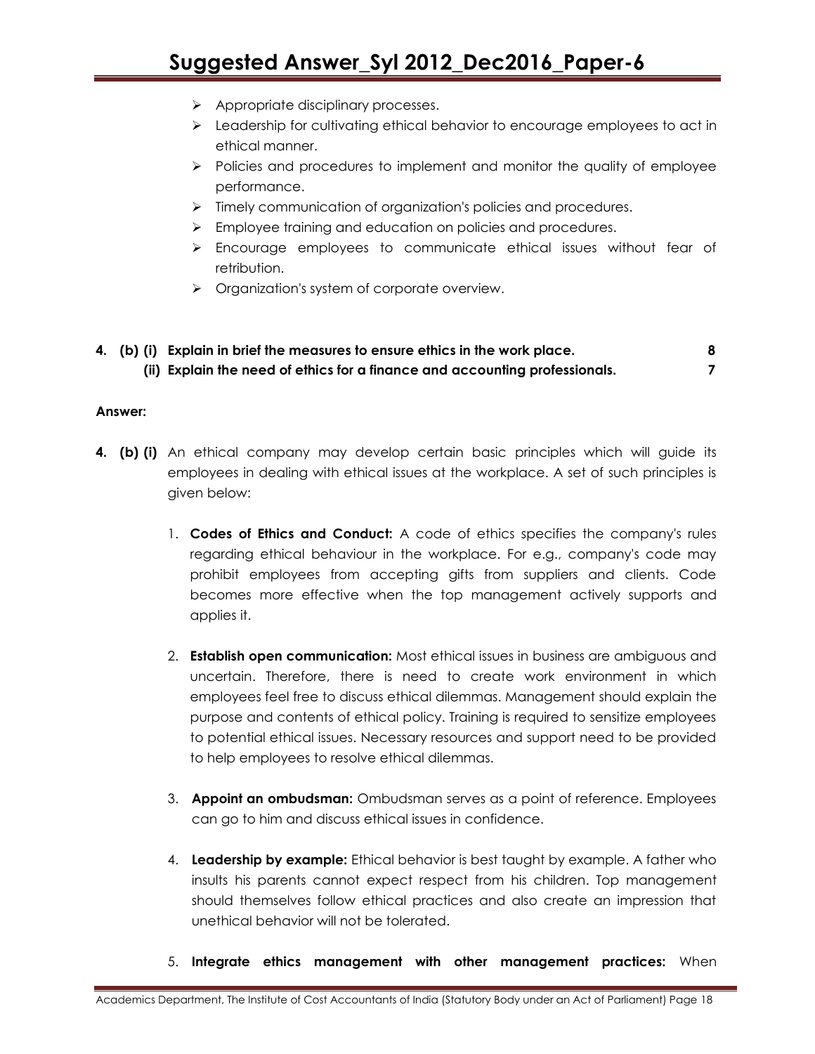- Appropriate disciplinary processes.
- Leadership for cultivating ethical behavior to encourage employees to act in ethical manner.
- Policies and procedures to implement and monitor the quality of employee performance.
- Timely communication of organization's policies and procedures.
- Employee training and education on policies and procedures.
- Encourage employees to communicate ethical issues without fear of retribution.
- Organization's system of corporate overview.

**4. (b) (i) Explain in brief the measures to ensure ethics in the work place. 8**

**(ii) Explain the need of ethics for a finance and accounting professionals. 7**

**Answer:**

**4. (b) (i)** An ethical company may develop certain basic principles which will guide its employees in dealing with ethical issues at the workplace. A set of such principles is given below:

1. **Codes of Ethics and Conduct:** A code of ethics specifies the company's rules regarding ethical behaviour in the workplace. For e.g., company's code may prohibit employees from accepting gifts from suppliers and clients. Code becomes more effective when the top management actively supports and applies it.

2. **Establish open communication:** Most ethical issues in business are ambiguous and uncertain. Therefore, there is need to create work environment in which employees feel free to discuss ethical dilemmas. Management should explain the purpose and contents of ethical policy. Training is required to sensitize employees to potential ethical issues. Necessary resources and support need to be provided to help employees to resolve ethical dilemmas.

3. **Appoint an ombudsman:** Ombudsman serves as a point of reference. Employees can go to him and discuss ethical issues in confidence.

4. **Leadership by example:** Ethical behavior is best taught by example. A father who insults his parents cannot expect respect from his children. Top management should themselves follow ethical practices and also create an impression that unethical behavior will not be tolerated.

5. **Integrate ethics management with other management practices:** When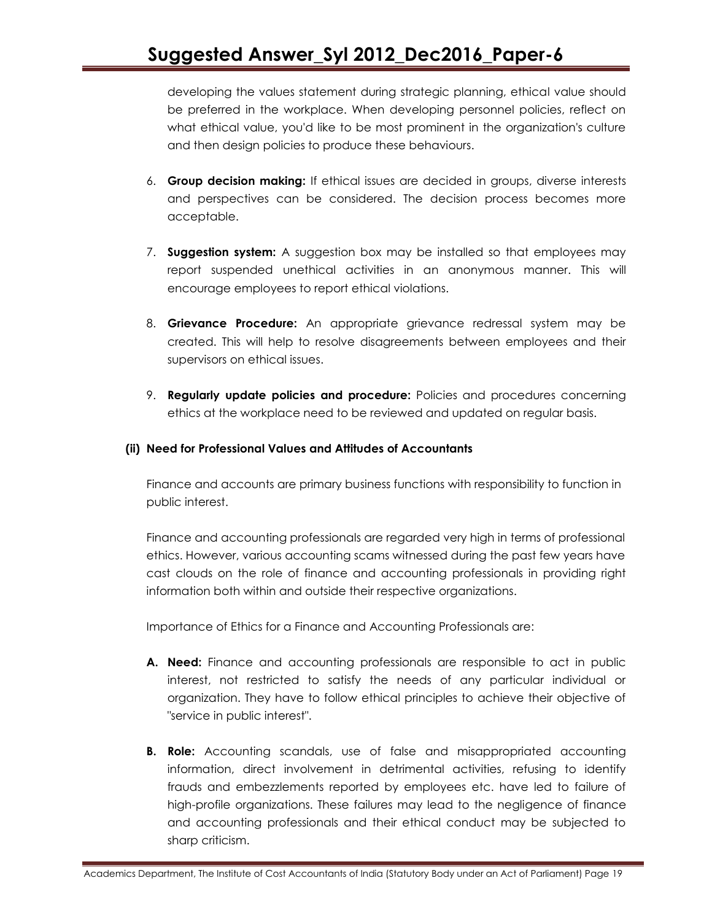developing the values statement during strategic planning, ethical value should be preferred in the workplace. When developing personnel policies, reflect on what ethical value, you'd like to be most prominent in the organization's culture and then design policies to produce these behaviours.

6. **Group decision making:** If ethical issues are decided in groups, diverse interests and perspectives can be considered. The decision process becomes more acceptable.

7. **Suggestion system:** A suggestion box may be installed so that employees may report suspended unethical activities in an anonymous manner. This will encourage employees to report ethical violations.

8. **Grievance Procedure:** An appropriate grievance redressal system may be created. This will help to resolve disagreements between employees and their supervisors on ethical issues.

9. **Regularly update policies and procedure:** Policies and procedures concerning ethics at the workplace need to be reviewed and updated on regular basis.

**(ii) Need for Professional Values and Attitudes of Accountants**

Finance and accounts are primary business functions with responsibility to function in public interest.

Finance and accounting professionals are regarded very high in terms of professional ethics. However, various accounting scams witnessed during the past few years have cast clouds on the role of finance and accounting professionals in providing right information both within and outside their respective organizations.

Importance of Ethics for a Finance and Accounting Professionals are:

**A. Need:** Finance and accounting professionals are responsible to act in public interest, not restricted to satisfy the needs of any particular individual or organization. They have to follow ethical principles to achieve their objective of "service in public interest".

**B. Role:** Accounting scandals, use of false and misappropriated accounting information, direct involvement in detrimental activities, refusing to identify frauds and embezzlements reported by employees etc. have led to failure of high-profile organizations. These failures may lead to the negligence of finance and accounting professionals and their ethical conduct may be subjected to sharp criticism.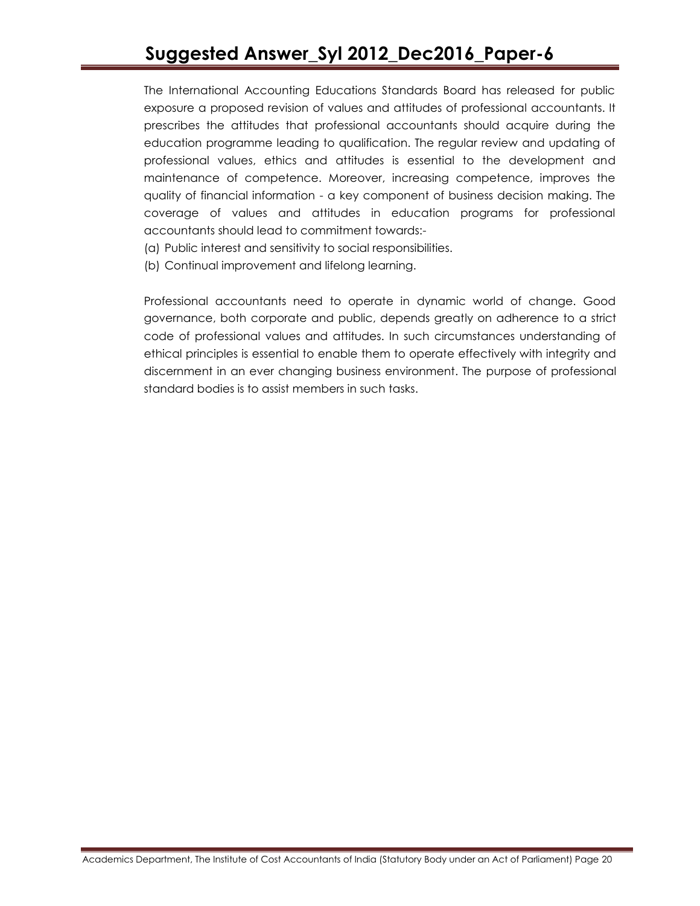The International Accounting Educations Standards Board has released for public exposure a proposed revision of values and attitudes of professional accountants. It prescribes the attitudes that professional accountants should acquire during the education programme leading to qualification. The regular review and updating of professional values, ethics and attitudes is essential to the development and maintenance of competence. Moreover, increasing competence, improves the quality of financial information - a key component of business decision making. The coverage of values and attitudes in education programs for professional accountants should lead to commitment towards:-

(a) Public interest and sensitivity to social responsibilities.

(b) Continual improvement and lifelong learning.

Professional accountants need to operate in dynamic world of change. Good governance, both corporate and public, depends greatly on adherence to a strict code of professional values and attitudes. In such circumstances understanding of ethical principles is essential to enable them to operate effectively with integrity and discernment in an ever changing business environment. The purpose of professional standard bodies is to assist members in such tasks.